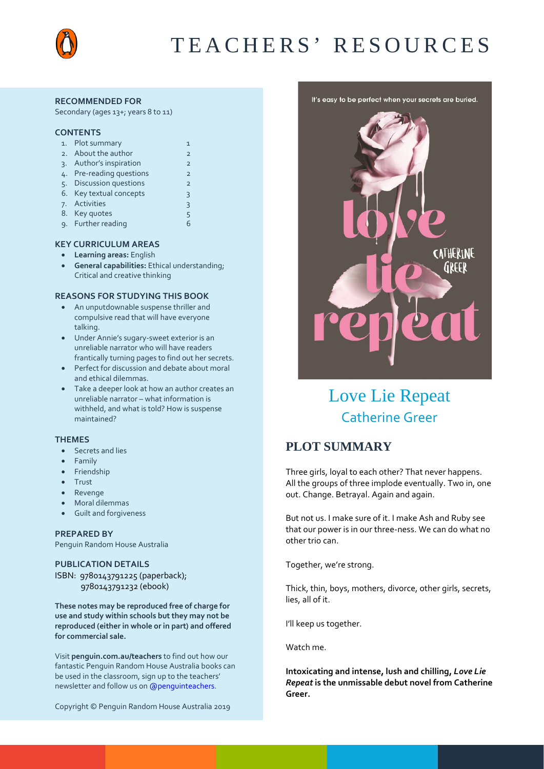# TEACHERS' RESOURCES

**RECOMMENDED FOR**

Secondary (ages 13+; years 8 to 11)

**CONTENTS**

1. Plot summary 1
2. About the author 2
3. Author's inspiration 2
4. Pre-reading questions 2
5. Discussion questions 2
6. Key textual concepts 3
7. Activities 3
8. Key quotes 5
9. Further reading 6

**KEY CURRICULUM AREAS**

- **Learning areas:** English
- **General capabilities:** Ethical understanding; Critical and creative thinking

**REASONS FOR STUDYING THIS BOOK**

- An unputdownable suspense thriller and compulsive read that will have everyone talking.
- Under Annie's sugary-sweet exterior is an unreliable narrator who will have readers frantically turning pages to find out her secrets.
- Perfect for discussion and debate about moral and ethical dilemmas.
- Take a deeper look at how an author creates an unreliable narrator – what information is withheld, and what is told? How is suspense maintained?

**THEMES**

- Secrets and lies
- Family
- Friendship
- Trust
- Revenge
- Moral dilemmas
- Guilt and forgiveness

**PREPARED BY**

Penguin Random House Australia

**PUBLICATION DETAILS**

ISBN: 9780143791225 (paperback);
9780143791232 (ebook)

**These notes may be reproduced free of charge for use and study within schools but they may not be reproduced (either in whole or in part) and offered for commercial sale.**

Visit **penguin.com.au/teachers** to find out how our fantastic Penguin Random House Australia books can be used in the classroom, sign up to the teachers' newsletter and follow us on @penguinteachers.

Copyright © Penguin Random House Australia 2019

It's easy to be perfect when your secrets are buried.

love lie repeat

CATHERINE GREER

## Love Lie Repeat

### Catherine Greer

## PLOT SUMMARY

Three girls, loyal to each other? That never happens. All the groups of three implode eventually. Two in, one out. Change. Betrayal. Again and again.

But not us. I make sure of it. I make Ash and Ruby see that our power is in our three-ness. We can do what no other trio can.

Together, we're strong.

Thick, thin, boys, mothers, divorce, other girls, secrets, lies, all of it.

I'll keep us together.

Watch me.

**Intoxicating and intense, lush and chilling, *Love Lie Repeat* is the unmissable debut novel from Catherine Greer.**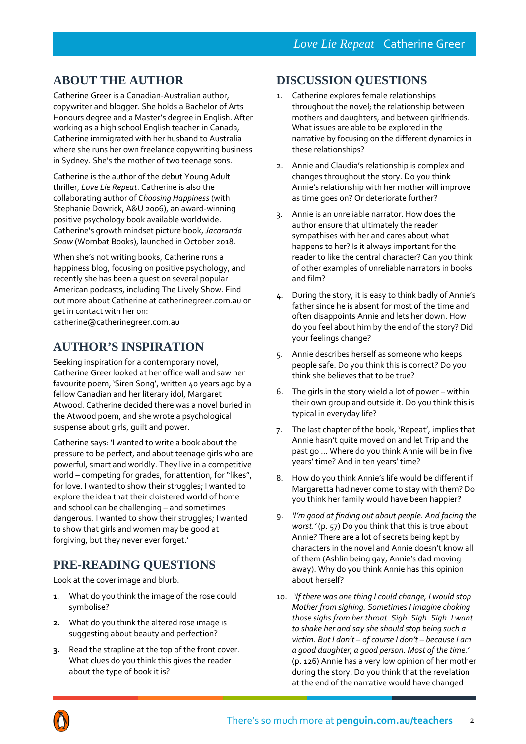## ABOUT THE AUTHOR

Catherine Greer is a Canadian-Australian author, copywriter and blogger. She holds a Bachelor of Arts Honours degree and a Master's degree in English. After working as a high school English teacher in Canada, Catherine immigrated with her husband to Australia where she runs her own freelance copywriting business in Sydney. She's the mother of two teenage sons.

Catherine is the author of the debut Young Adult thriller, *Love Lie Repeat*. Catherine is also the collaborating author of *Choosing Happiness* (with Stephanie Dowrick, A&U 2006), an award-winning positive psychology book available worldwide. Catherine's growth mindset picture book, *Jacaranda Snow* (Wombat Books), launched in October 2018.

When she's not writing books, Catherine runs a happiness blog, focusing on positive psychology, and recently she has been a guest on several popular American podcasts, including The Lively Show. Find out more about Catherine at catherinegreer.com.au or get in contact with her on: catherine@catherinegreer.com.au

## AUTHOR'S INSPIRATION

Seeking inspiration for a contemporary novel, Catherine Greer looked at her office wall and saw her favourite poem, 'Siren Song', written 40 years ago by a fellow Canadian and her literary idol, Margaret Atwood. Catherine decided there was a novel buried in the Atwood poem, and she wrote a psychological suspense about girls, guilt and power.

Catherine says: 'I wanted to write a book about the pressure to be perfect, and about teenage girls who are powerful, smart and worldly. They live in a competitive world – competing for grades, for attention, for "likes", for love. I wanted to show their struggles; I wanted to explore the idea that their cloistered world of home and school can be challenging – and sometimes dangerous. I wanted to show their struggles; I wanted to show that girls and women may be good at forgiving, but they never ever forget.'

## PRE-READING QUESTIONS

Look at the cover image and blurb.

1. What do you think the image of the rose could symbolise?
2. What do you think the altered rose image is suggesting about beauty and perfection?
3. Read the strapline at the top of the front cover. What clues do you think this gives the reader about the type of book it is?

## DISCUSSION QUESTIONS

1. Catherine explores female relationships throughout the novel; the relationship between mothers and daughters, and between girlfriends. What issues are able to be explored in the narrative by focusing on the different dynamics in these relationships?
2. Annie and Claudia's relationship is complex and changes throughout the story. Do you think Annie's relationship with her mother will improve as time goes on? Or deteriorate further?
3. Annie is an unreliable narrator. How does the author ensure that ultimately the reader sympathises with her and cares about what happens to her? Is it always important for the reader to like the central character? Can you think of other examples of unreliable narrators in books and film?
4. During the story, it is easy to think badly of Annie's father since he is absent for most of the time and often disappoints Annie and lets her down. How do you feel about him by the end of the story? Did your feelings change?
5. Annie describes herself as someone who keeps people safe. Do you think this is correct? Do you think she believes that to be true?
6. The girls in the story wield a lot of power – within their own group and outside it. Do you think this is typical in everyday life?
7. The last chapter of the book, 'Repeat', implies that Annie hasn't quite moved on and let Trip and the past go … Where do you think Annie will be in five years' time? And in ten years' time?
8. How do you think Annie's life would be different if Margaretta had never come to stay with them? Do you think her family would have been happier?
9. *'I'm good at finding out about people. And facing the worst.'* (p. 57) Do you think that this is true about Annie? There are a lot of secrets being kept by characters in the novel and Annie doesn't know all of them (Ashlin being gay, Annie's dad moving away). Why do you think Annie has this opinion about herself?
10. *'If there was one thing I could change, I would stop Mother from sighing. Sometimes I imagine choking those sighs from her throat. Sigh. Sigh. Sigh. I want to shake her and say she should stop being such a victim. But I don't – of course I don't – because I am a good daughter, a good person. Most of the time.'* (p. 126) Annie has a very low opinion of her mother during the story. Do you think that the revelation at the end of the narrative would have changed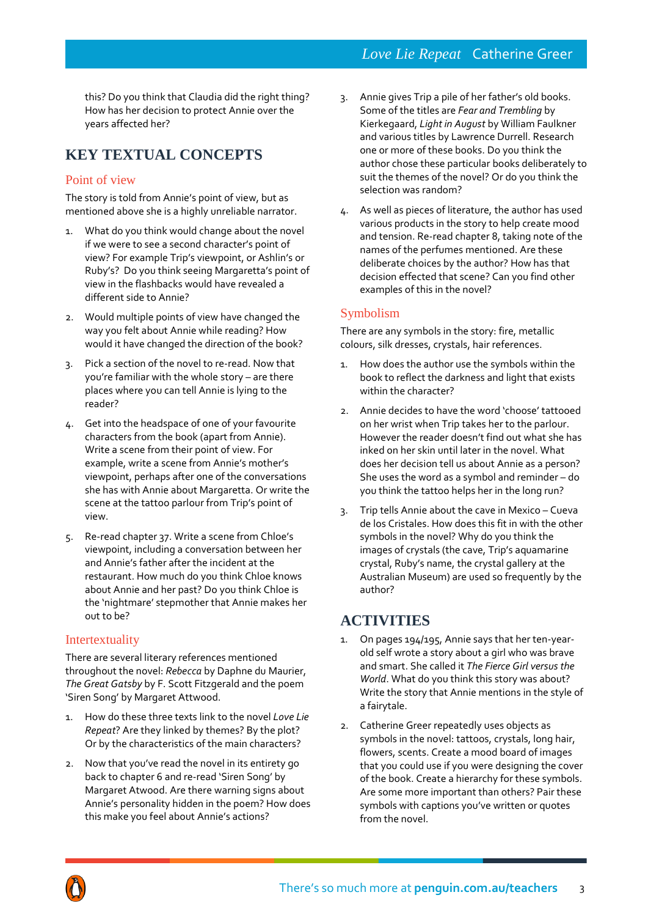this? Do you think that Claudia did the right thing? How has her decision to protect Annie over the years affected her?

## KEY TEXTUAL CONCEPTS

### Point of view

The story is told from Annie's point of view, but as mentioned above she is a highly unreliable narrator.

1. What do you think would change about the novel if we were to see a second character's point of view? For example Trip's viewpoint, or Ashlin's or Ruby's? Do you think seeing Margaretta's point of view in the flashbacks would have revealed a different side to Annie?
2. Would multiple points of view have changed the way you felt about Annie while reading? How would it have changed the direction of the book?
3. Pick a section of the novel to re-read. Now that you're familiar with the whole story – are there places where you can tell Annie is lying to the reader?
4. Get into the headspace of one of your favourite characters from the book (apart from Annie). Write a scene from their point of view. For example, write a scene from Annie's mother's viewpoint, perhaps after one of the conversations she has with Annie about Margaretta. Or write the scene at the tattoo parlour from Trip's point of view.
5. Re-read chapter 37. Write a scene from Chloe's viewpoint, including a conversation between her and Annie's father after the incident at the restaurant. How much do you think Chloe knows about Annie and her past? Do you think Chloe is the 'nightmare' stepmother that Annie makes her out to be?

### Intertextuality

There are several literary references mentioned throughout the novel: *Rebecca* by Daphne du Maurier, *The Great Gatsby* by F. Scott Fitzgerald and the poem 'Siren Song' by Margaret Attwood.

1. How do these three texts link to the novel *Love Lie Repeat*? Are they linked by themes? By the plot? Or by the characteristics of the main characters?
2. Now that you've read the novel in its entirety go back to chapter 6 and re-read 'Siren Song' by Margaret Atwood. Are there warning signs about Annie's personality hidden in the poem? How does this make you feel about Annie's actions?
3. Annie gives Trip a pile of her father's old books. Some of the titles are *Fear and Trembling* by Kierkegaard, *Light in August* by William Faulkner and various titles by Lawrence Durrell. Research one or more of these books. Do you think the author chose these particular books deliberately to suit the themes of the novel? Or do you think the selection was random?
4. As well as pieces of literature, the author has used various products in the story to help create mood and tension. Re-read chapter 8, taking note of the names of the perfumes mentioned. Are these deliberate choices by the author? How has that decision effected that scene? Can you find other examples of this in the novel?

### Symbolism

There are any symbols in the story: fire, metallic colours, silk dresses, crystals, hair references.

1. How does the author use the symbols within the book to reflect the darkness and light that exists within the character?
2. Annie decides to have the word 'choose' tattooed on her wrist when Trip takes her to the parlour. However the reader doesn't find out what she has inked on her skin until later in the novel. What does her decision tell us about Annie as a person? She uses the word as a symbol and reminder – do you think the tattoo helps her in the long run?
3. Trip tells Annie about the cave in Mexico – Cueva de los Cristales. How does this fit in with the other symbols in the novel? Why do you think the images of crystals (the cave, Trip's aquamarine crystal, Ruby's name, the crystal gallery at the Australian Museum) are used so frequently by the author?

## ACTIVITIES

1. On pages 194/195, Annie says that her ten-year-old self wrote a story about a girl who was brave and smart. She called it *The Fierce Girl versus the World*. What do you think this story was about? Write the story that Annie mentions in the style of a fairytale.
2. Catherine Greer repeatedly uses objects as symbols in the novel: tattoos, crystals, long hair, flowers, scents. Create a mood board of images that you could use if you were designing the cover of the book. Create a hierarchy for these symbols. Are some more important than others? Pair these symbols with captions you've written or quotes from the novel.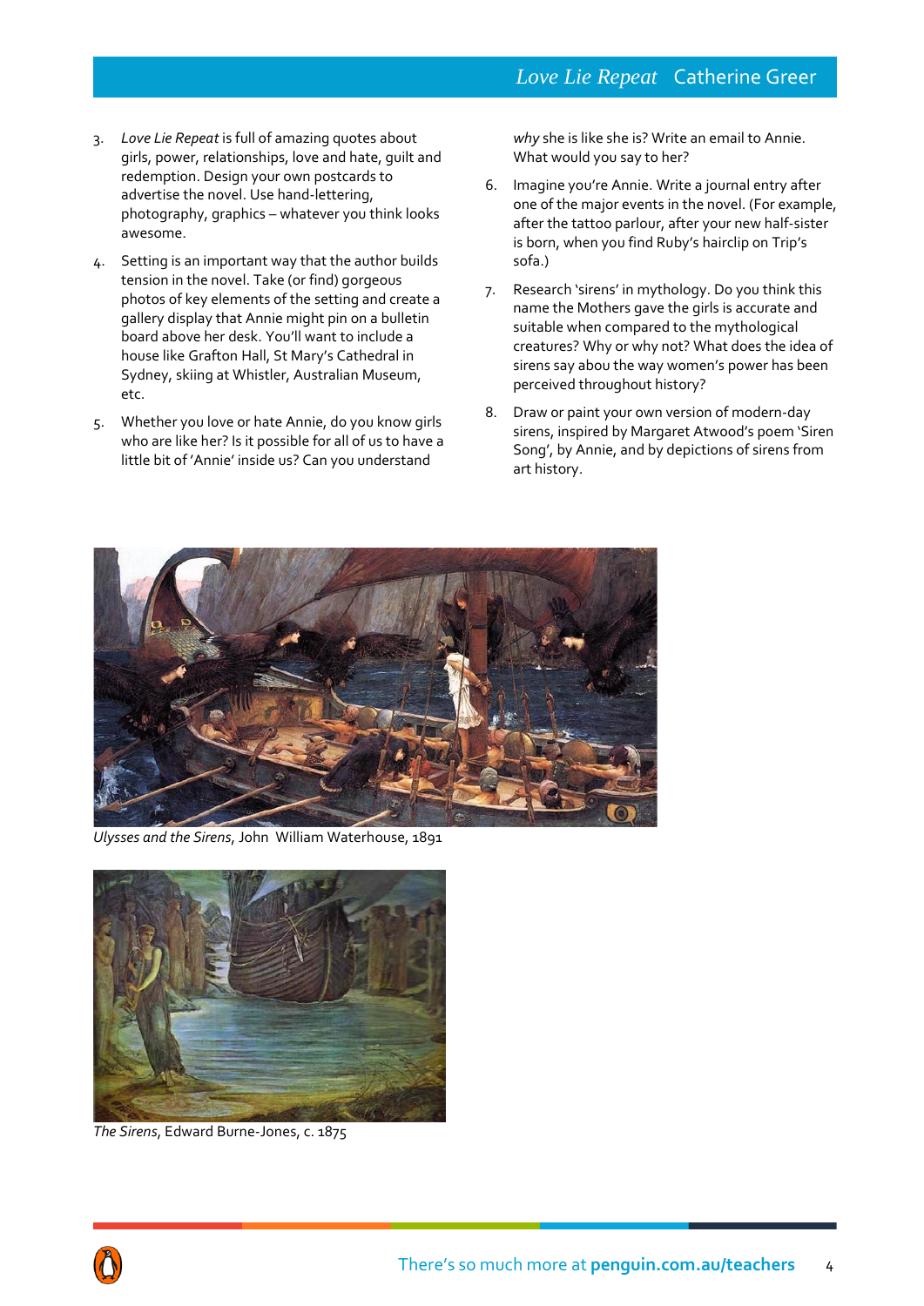3. *Love Lie Repeat* is full of amazing quotes about girls, power, relationships, love and hate, guilt and redemption. Design your own postcards to advertise the novel. Use hand-lettering, photography, graphics – whatever you think looks awesome.

4. Setting is an important way that the author builds tension in the novel. Take (or find) gorgeous photos of key elements of the setting and create a gallery display that Annie might pin on a bulletin board above her desk. You'll want to include a house like Grafton Hall, St Mary's Cathedral in Sydney, skiing at Whistler, Australian Museum, etc.

5. Whether you love or hate Annie, do you know girls who are like her? Is it possible for all of us to have a little bit of 'Annie' inside us? Can you understand *why* she is like she is? Write an email to Annie. What would you say to her?

6. Imagine you're Annie. Write a journal entry after one of the major events in the novel. (For example, after the tattoo parlour, after your new half-sister is born, when you find Ruby's hairclip on Trip's sofa.)

7. Research 'sirens' in mythology. Do you think this name the Mothers gave the girls is accurate and suitable when compared to the mythological creatures? Why or why not? What does the idea of sirens say abou the way women's power has been perceived throughout history?

8. Draw or paint your own version of modern-day sirens, inspired by Margaret Atwood's poem 'Siren Song', by Annie, and by depictions of sirens from art history.

*Ulysses and the Sirens*, John William Waterhouse, 1891

*The Sirens*, Edward Burne-Jones, c. 1875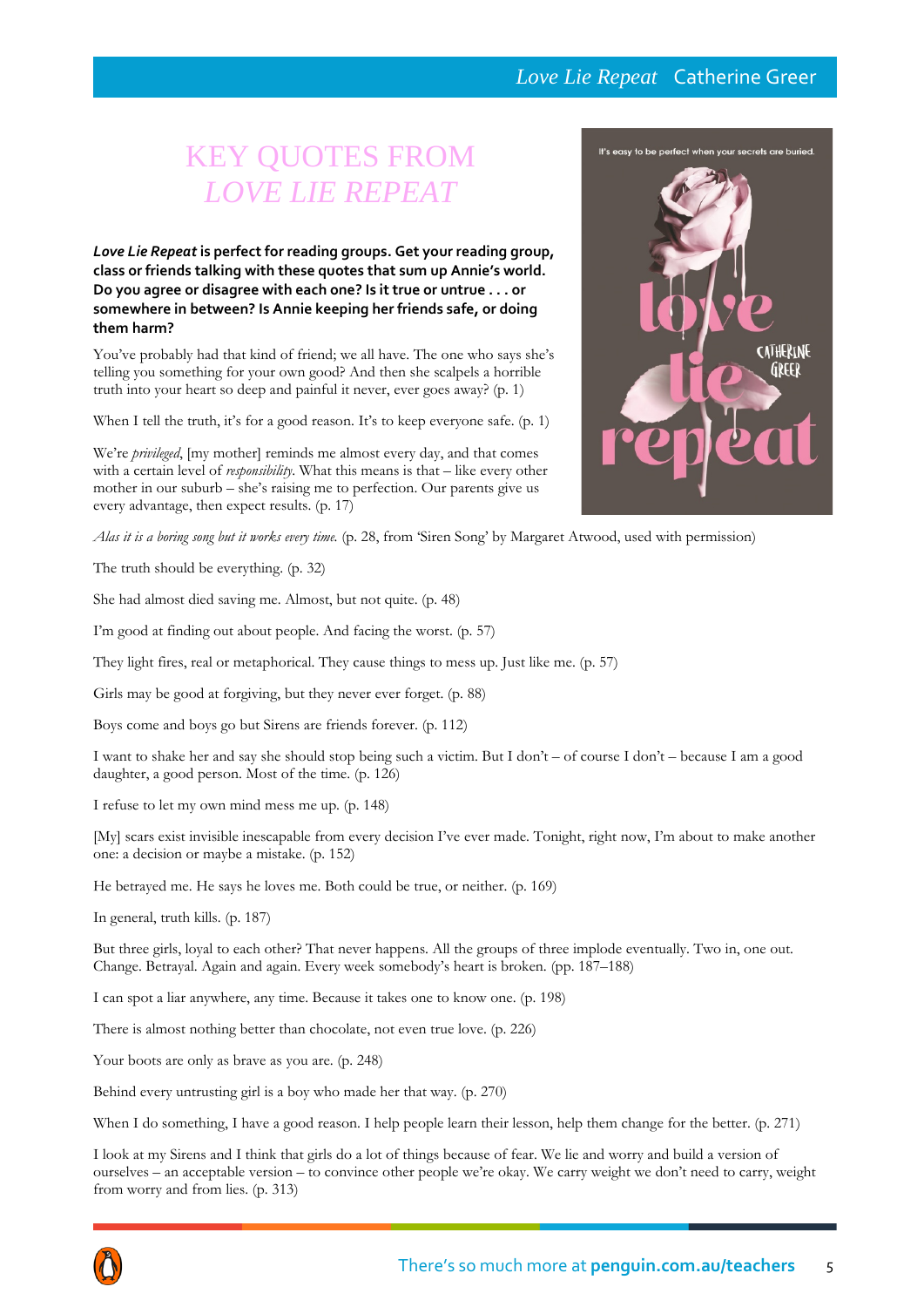# KEY QUOTES FROM *LOVE LIE REPEAT*

***Love Lie Repeat* is perfect for reading groups. Get your reading group, class or friends talking with these quotes that sum up Annie's world. Do you agree or disagree with each one? Is it true or untrue . . . or somewhere in between? Is Annie keeping her friends safe, or doing them harm?**

You've probably had that kind of friend; we all have. The one who says she's telling you something for your own good? And then she scalpels a horrible truth into your heart so deep and painful it never, ever goes away? (p. 1)

When I tell the truth, it's for a good reason. It's to keep everyone safe. (p. 1)

We're *privileged*, [my mother] reminds me almost every day, and that comes with a certain level of *responsibility*. What this means is that – like every other mother in our suburb – she's raising me to perfection. Our parents give us every advantage, then expect results. (p. 17)

*Alas it is a boring song but it works every time.* (p. 28, from 'Siren Song' by Margaret Atwood, used with permission)

The truth should be everything. (p. 32)

She had almost died saving me. Almost, but not quite. (p. 48)

I'm good at finding out about people. And facing the worst. (p. 57)

They light fires, real or metaphorical. They cause things to mess up. Just like me. (p. 57)

Girls may be good at forgiving, but they never ever forget. (p. 88)

Boys come and boys go but Sirens are friends forever. (p. 112)

I want to shake her and say she should stop being such a victim. But I don't – of course I don't – because I am a good daughter, a good person. Most of the time. (p. 126)

I refuse to let my own mind mess me up. (p. 148)

[My] scars exist invisible inescapable from every decision I've ever made. Tonight, right now, I'm about to make another one: a decision or maybe a mistake. (p. 152)

He betrayed me. He says he loves me. Both could be true, or neither. (p. 169)

In general, truth kills. (p. 187)

But three girls, loyal to each other? That never happens. All the groups of three implode eventually. Two in, one out. Change. Betrayal. Again and again. Every week somebody's heart is broken. (pp. 187–188)

I can spot a liar anywhere, any time. Because it takes one to know one. (p. 198)

There is almost nothing better than chocolate, not even true love. (p. 226)

Your boots are only as brave as you are. (p. 248)

Behind every untrusting girl is a boy who made her that way. (p. 270)

When I do something, I have a good reason. I help people learn their lesson, help them change for the better. (p. 271)

I look at my Sirens and I think that girls do a lot of things because of fear. We lie and worry and build a version of ourselves – an acceptable version – to convince other people we're okay. We carry weight we don't need to carry, weight from worry and from lies. (p. 313)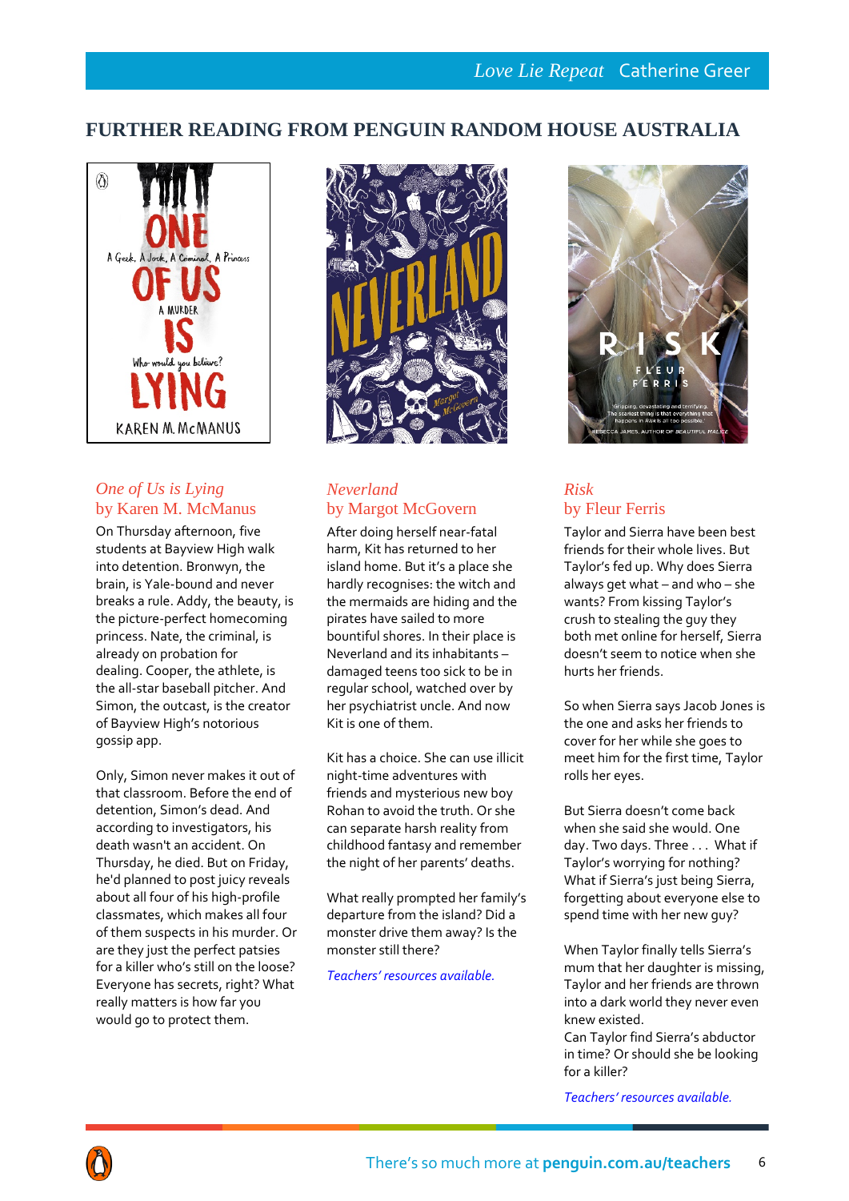## FURTHER READING FROM PENGUIN RANDOM HOUSE AUSTRALIA

### *One of Us is Lying*
### by Karen M. McManus

On Thursday afternoon, five students at Bayview High walk into detention. Bronwyn, the brain, is Yale-bound and never breaks a rule. Addy, the beauty, is the picture-perfect homecoming princess. Nate, the criminal, is already on probation for dealing. Cooper, the athlete, is the all-star baseball pitcher. And Simon, the outcast, is the creator of Bayview High's notorious gossip app.

Only, Simon never makes it out of that classroom. Before the end of detention, Simon's dead. And according to investigators, his death wasn't an accident. On Thursday, he died. But on Friday, he'd planned to post juicy reveals about all four of his high-profile classmates, which makes all four of them suspects in his murder. Or are they just the perfect patsies for a killer who's still on the loose? Everyone has secrets, right? What really matters is how far you would go to protect them.

### *Neverland*
### by Margot McGovern

After doing herself near-fatal harm, Kit has returned to her island home. But it's a place she hardly recognises: the witch and the mermaids are hiding and the pirates have sailed to more bountiful shores. In their place is Neverland and its inhabitants – damaged teens too sick to be in regular school, watched over by her psychiatrist uncle. And now Kit is one of them.

Kit has a choice. She can use illicit night-time adventures with friends and mysterious new boy Rohan to avoid the truth. Or she can separate harsh reality from childhood fantasy and remember the night of her parents' deaths.

What really prompted her family's departure from the island? Did a monster drive them away? Is the monster still there?

*Teachers' resources available.*

### *Risk*
### by Fleur Ferris

Taylor and Sierra have been best friends for their whole lives. But Taylor's fed up. Why does Sierra always get what – and who – she wants? From kissing Taylor's crush to stealing the guy they both met online for herself, Sierra doesn't seem to notice when she hurts her friends.

So when Sierra says Jacob Jones is the one and asks her friends to cover for her while she goes to meet him for the first time, Taylor rolls her eyes.

But Sierra doesn't come back when she said she would. One day. Two days. Three . . . What if Taylor's worrying for nothing? What if Sierra's just being Sierra, forgetting about everyone else to spend time with her new guy?

When Taylor finally tells Sierra's mum that her daughter is missing, Taylor and her friends are thrown into a dark world they never even knew existed.
Can Taylor find Sierra's abductor in time? Or should she be looking for a killer?

*Teachers' resources available.*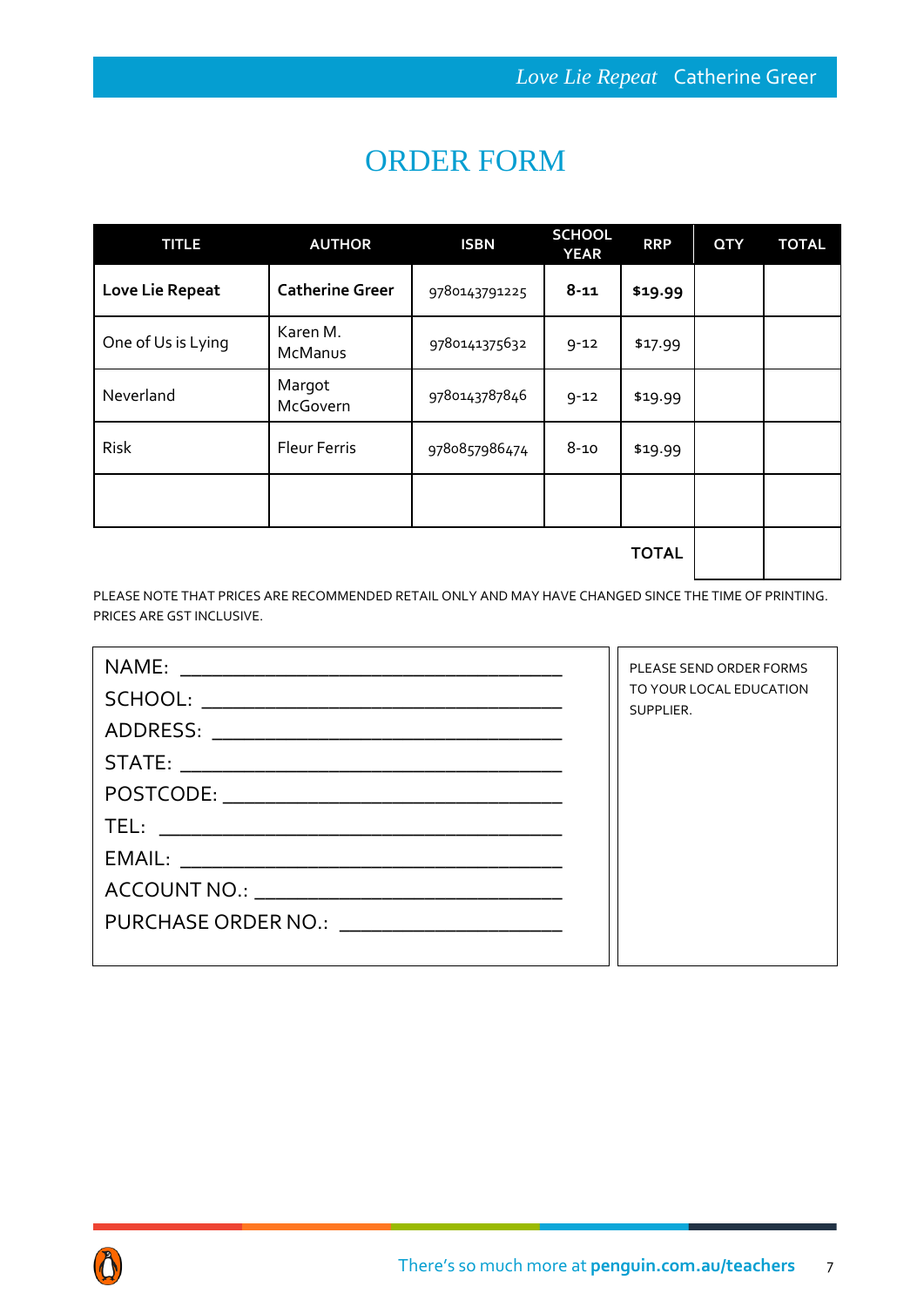# ORDER FORM

| TITLE | AUTHOR | ISBN | SCHOOL YEAR | RRP | QTY | TOTAL |
|---|---|---|---|---|---|---|
| **Love Lie Repeat** | **Catherine Greer** | 9780143791225 | **8-11** | **$19.99** | | |
| One of Us is Lying | Karen M. McManus | 9780141375632 | 9-12 | $17.99 | | |
| Neverland | Margot McGovern | 9780143787846 | 9-12 | $19.99 | | |
| Risk | Fleur Ferris | 9780857986474 | 8-10 | $19.99 | | |
| | | | | | | |
| | | | | **TOTAL** | | |

PLEASE NOTE THAT PRICES ARE RECOMMENDED RETAIL ONLY AND MAY HAVE CHANGED SINCE THE TIME OF PRINTING. PRICES ARE GST INCLUSIVE.

NAME: ______________________________

SCHOOL: ______________________________

ADDRESS: ______________________________

STATE: ______________________________

POSTCODE: ______________________________

TEL: ______________________________

EMAIL: ______________________________

ACCOUNT NO.: ______________________________

PURCHASE ORDER NO.: ______________________________

PLEASE SEND ORDER FORMS TO YOUR LOCAL EDUCATION SUPPLIER.